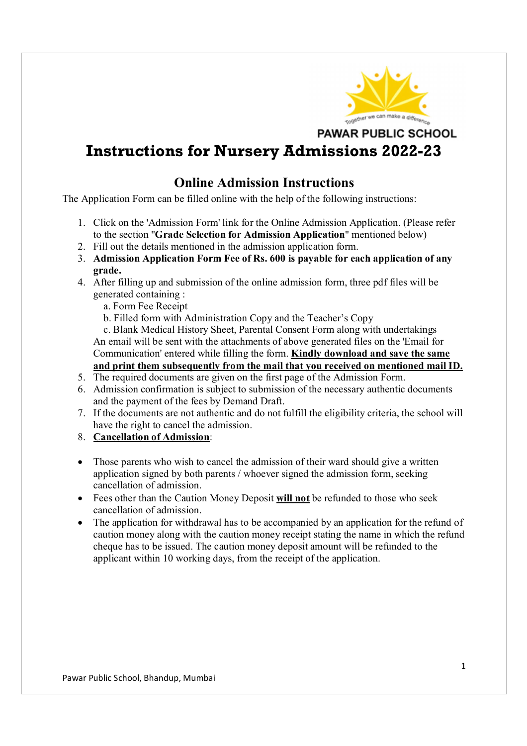PAWAR PUBLIC SCHOOL

# Instructions for Nursery Admissions 2022-23

## Online Admission Instructions

The Application Form can be filled online with the help of the following instructions:

1. Click on the 'Admission Form' link for the Online Admission Application. (Please refer to the section "**Grade Selection for Admission Application**" mentioned below)
2. Fill out the details mentioned in the admission application form.
3. **Admission Application Form Fee of Rs. 600 is payable for each application of any grade.**
4. After filling up and submission of the online admission form, three pdf files will be generated containing :
   a. Form Fee Receipt
   b. Filled form with Administration Copy and the Teacher's Copy
   c. Blank Medical History Sheet, Parental Consent Form along with undertakings
   An email will be sent with the attachments of above generated files on the 'Email for Communication' entered while filling the form. **Kindly download and save the same and print them subsequently from the mail that you received on mentioned mail ID.**
5. The required documents are given on the first page of the Admission Form.
6. Admission confirmation is subject to submission of the necessary authentic documents and the payment of the fees by Demand Draft.
7. If the documents are not authentic and do not fulfill the eligibility criteria, the school will have the right to cancel the admission.
8. **Cancellation of Admission**:

- Those parents who wish to cancel the admission of their ward should give a written application signed by both parents / whoever signed the admission form, seeking cancellation of admission.
- Fees other than the Caution Money Deposit **will not** be refunded to those who seek cancellation of admission.
- The application for withdrawal has to be accompanied by an application for the refund of caution money along with the caution money receipt stating the name in which the refund cheque has to be issued. The caution money deposit amount will be refunded to the applicant within 10 working days, from the receipt of the application.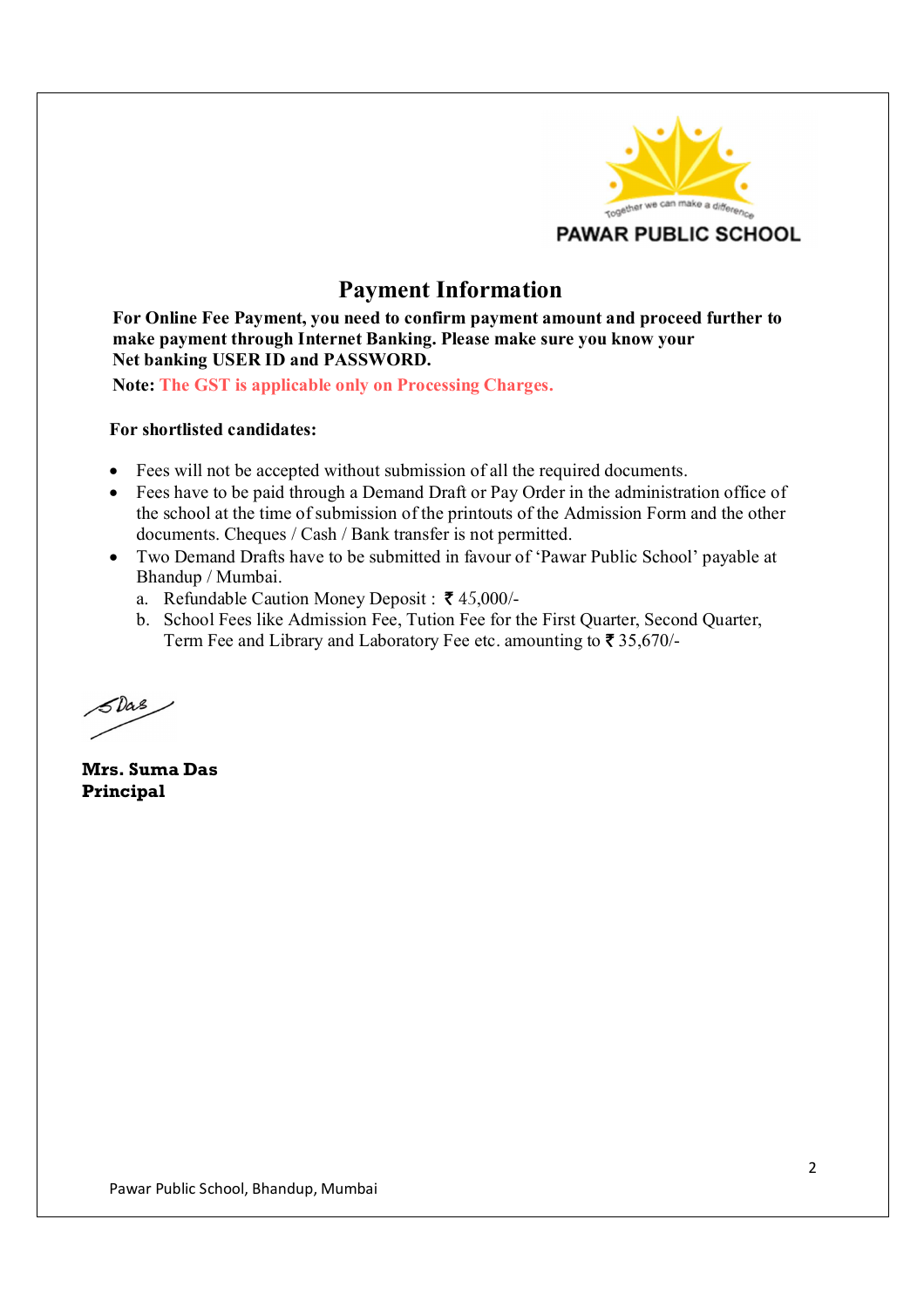PAWAR PUBLIC SCHOOL

# Payment Information

**For Online Fee Payment, you need to confirm payment amount and proceed further to make payment through Internet Banking. Please make sure you know your Net banking USER ID and PASSWORD.**

**Note: The GST is applicable only on Processing Charges.**

**For shortlisted candidates:**

- Fees will not be accepted without submission of all the required documents.
- Fees have to be paid through a Demand Draft or Pay Order in the administration office of the school at the time of submission of the printouts of the Admission Form and the other documents. Cheques / Cash / Bank transfer is not permitted.
- Two Demand Drafts have to be submitted in favour of 'Pawar Public School' payable at Bhandup / Mumbai.
  a. Refundable Caution Money Deposit : ₹ 45,000/-
  b. School Fees like Admission Fee, Tution Fee for the First Quarter, Second Quarter, Term Fee and Library and Laboratory Fee etc. amounting to ₹ 35,670/-

S Das

**Mrs. Suma Das**
**Principal**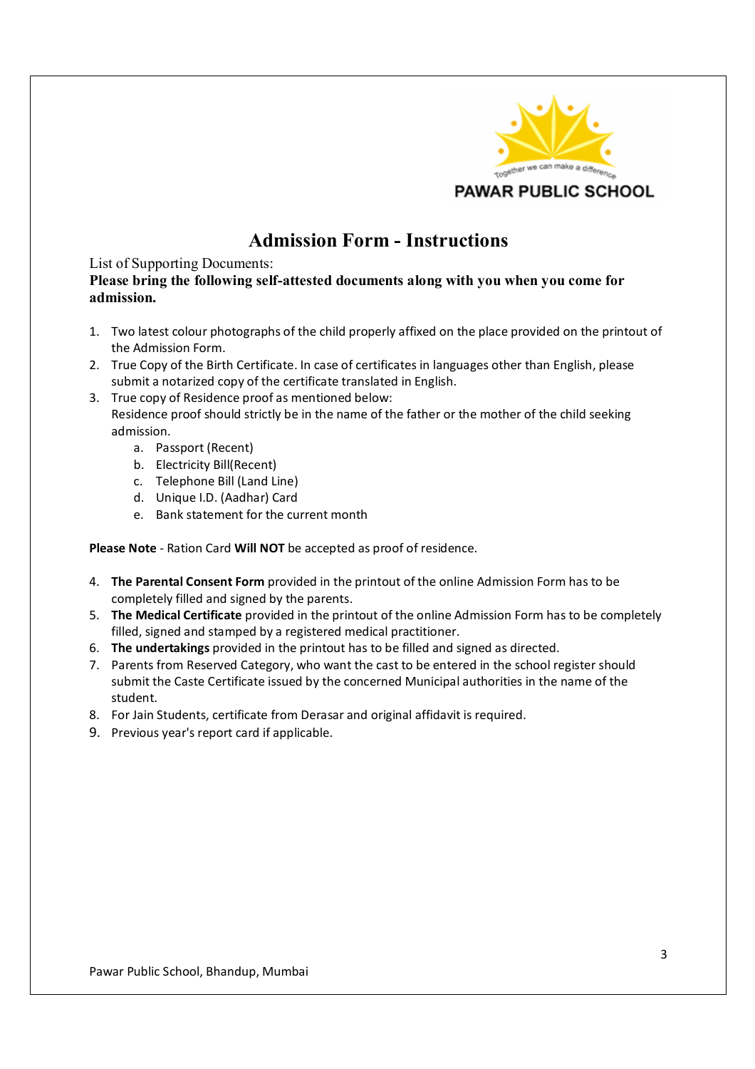Together we can make a difference

PAWAR PUBLIC SCHOOL

# Admission Form - Instructions

List of Supporting Documents:

**Please bring the following self-attested documents along with you when you come for admission.**

1. Two latest colour photographs of the child properly affixed on the place provided on the printout of the Admission Form.
2. True Copy of the Birth Certificate. In case of certificates in languages other than English, please submit a notarized copy of the certificate translated in English.
3. True copy of Residence proof as mentioned below:
   Residence proof should strictly be in the name of the father or the mother of the child seeking admission.
   a. Passport (Recent)
   b. Electricity Bill(Recent)
   c. Telephone Bill (Land Line)
   d. Unique I.D. (Aadhar) Card
   e. Bank statement for the current month

**Please Note** - Ration Card **Will NOT** be accepted as proof of residence.

4. **The Parental Consent Form** provided in the printout of the online Admission Form has to be completely filled and signed by the parents.
5. **The Medical Certificate** provided in the printout of the online Admission Form has to be completely filled, signed and stamped by a registered medical practitioner.
6. **The undertakings** provided in the printout has to be filled and signed as directed.
7. Parents from Reserved Category, who want the cast to be entered in the school register should submit the Caste Certificate issued by the concerned Municipal authorities in the name of the student.
8. For Jain Students, certificate from Derasar and original affidavit is required.
9. Previous year's report card if applicable.

Pawar Public School, Bhandup, Mumbai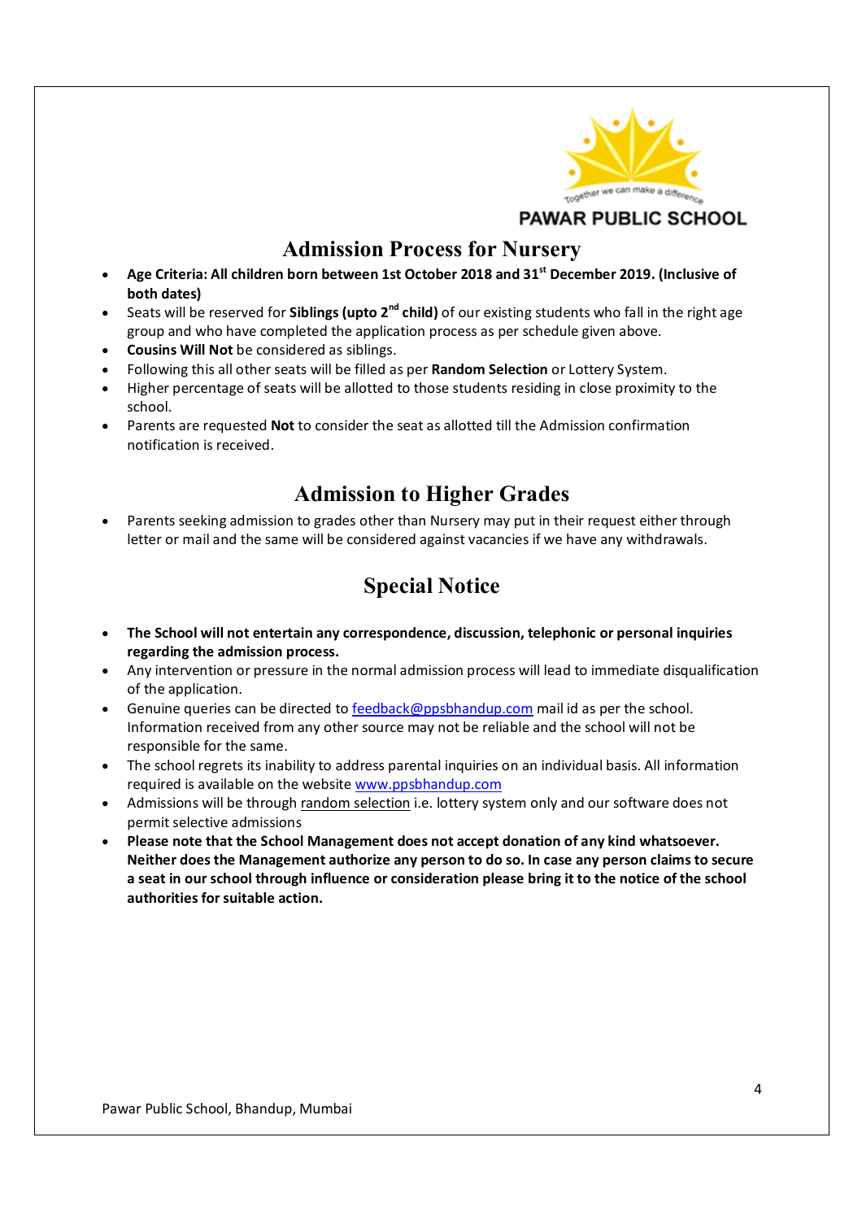PAWAR PUBLIC SCHOOL

Together we can make a difference

## Admission Process for Nursery

- **Age Criteria: All children born between 1st October 2018 and 31st December 2019. (Inclusive of both dates)**
- Seats will be reserved for **Siblings (upto 2nd child)** of our existing students who fall in the right age group and who have completed the application process as per schedule given above.
- **Cousins Will Not** be considered as siblings.
- Following this all other seats will be filled as per **Random Selection** or Lottery System.
- Higher percentage of seats will be allotted to those students residing in close proximity to the school.
- Parents are requested **Not** to consider the seat as allotted till the Admission confirmation notification is received.

## Admission to Higher Grades

- Parents seeking admission to grades other than Nursery may put in their request either through letter or mail and the same will be considered against vacancies if we have any withdrawals.

## Special Notice

- **The School will not entertain any correspondence, discussion, telephonic or personal inquiries regarding the admission process.**
- Any intervention or pressure in the normal admission process will lead to immediate disqualification of the application.
- Genuine queries can be directed to feedback@ppsbhandup.com mail id as per the school. Information received from any other source may not be reliable and the school will not be responsible for the same.
- The school regrets its inability to address parental inquiries on an individual basis. All information required is available on the website www.ppsbhandup.com
- Admissions will be through random selection i.e. lottery system only and our software does not permit selective admissions
- **Please note that the School Management does not accept donation of any kind whatsoever. Neither does the Management authorize any person to do so. In case any person claims to secure a seat in our school through influence or consideration please bring it to the notice of the school authorities for suitable action.**